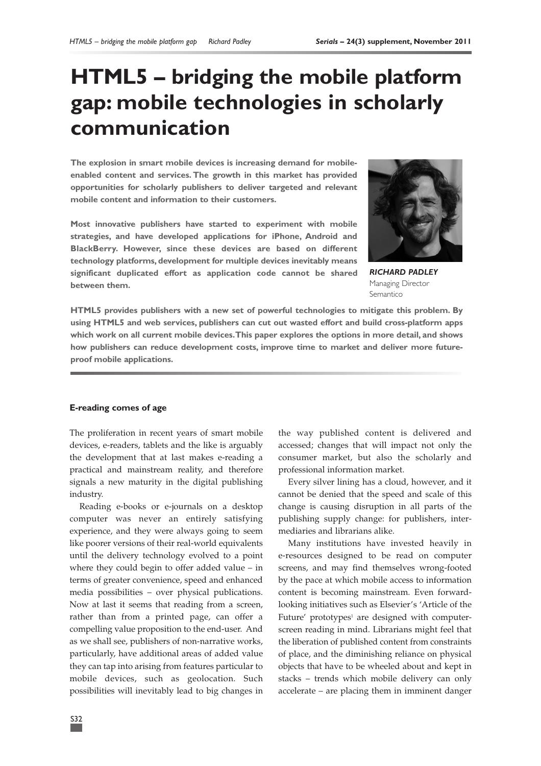# HTML5 – bridging the mobile platform gap: mobile technologies in scholarly communication

**The explosion in smart mobile devices is increasing demand for mobile-enabled content and services. The growth in this market has provided opportunities for scholarly publishers to deliver targeted and relevant mobile content and information to their customers.**

**Most innovative publishers have started to experiment with mobile strategies, and have developed applications for iPhone, Android and BlackBerry. However, since these devices are based on different technology platforms, development for multiple devices inevitably means significant duplicated effort as application code cannot be shared between them.**

***RICHARD PADLEY***
Managing Director
Semantico

**HTML5 provides publishers with a new set of powerful technologies to mitigate this problem. By using HTML5 and web services, publishers can cut out wasted effort and build cross-platform apps which work on all current mobile devices. This paper explores the options in more detail, and shows how publishers can reduce development costs, improve time to market and deliver more future-proof mobile applications.**

#### E-reading comes of age

The proliferation in recent years of smart mobile devices, e-readers, tablets and the like is arguably the development that at last makes e-reading a practical and mainstream reality, and therefore signals a new maturity in the digital publishing industry.

Reading e-books or e-journals on a desktop computer was never an entirely satisfying experience, and they were always going to seem like poorer versions of their real-world equivalents until the delivery technology evolved to a point where they could begin to offer added value – in terms of greater convenience, speed and enhanced media possibilities – over physical publications. Now at last it seems that reading from a screen, rather than from a printed page, can offer a compelling value proposition to the end-user. And as we shall see, publishers of non-narrative works, particularly, have additional areas of added value they can tap into arising from features particular to mobile devices, such as geolocation. Such possibilities will inevitably lead to big changes in the way published content is delivered and accessed; changes that will impact not only the consumer market, but also the scholarly and professional information market.

Every silver lining has a cloud, however, and it cannot be denied that the speed and scale of this change is causing disruption in all parts of the publishing supply change: for publishers, intermediaries and librarians alike.

Many institutions have invested heavily in e-resources designed to be read on computer screens, and may find themselves wrong-footed by the pace at which mobile access to information content is becoming mainstream. Even forward-looking initiatives such as Elsevier's 'Article of the Future' prototypes[1] are designed with computer-screen reading in mind. Librarians might feel that the liberation of published content from constraints of place, and the diminishing reliance on physical objects that have to be wheeled about and kept in stacks – trends which mobile delivery can only accelerate – are placing them in imminent danger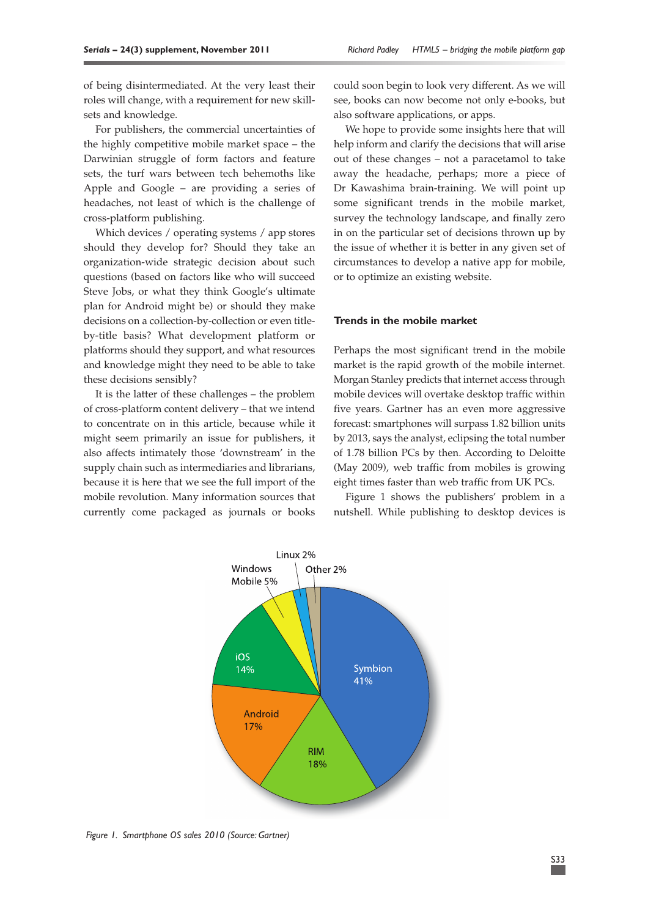of being disintermediated. At the very least their roles will change, with a requirement for new skill-sets and knowledge.

For publishers, the commercial uncertainties of the highly competitive mobile market space – the Darwinian struggle of form factors and feature sets, the turf wars between tech behemoths like Apple and Google – are providing a series of headaches, not least of which is the challenge of cross-platform publishing.

Which devices / operating systems / app stores should they develop for? Should they take an organization-wide strategic decision about such questions (based on factors like who will succeed Steve Jobs, or what they think Google's ultimate plan for Android might be) or should they make decisions on a collection-by-collection or even title-by-title basis? What development platform or platforms should they support, and what resources and knowledge might they need to be able to take these decisions sensibly?

It is the latter of these challenges – the problem of cross-platform content delivery – that we intend to concentrate on in this article, because while it might seem primarily an issue for publishers, it also affects intimately those 'downstream' in the supply chain such as intermediaries and librarians, because it is here that we see the full import of the mobile revolution. Many information sources that currently come packaged as journals or books could soon begin to look very different. As we will see, books can now become not only e-books, but also software applications, or apps.

We hope to provide some insights here that will help inform and clarify the decisions that will arise out of these changes – not a paracetamol to take away the headache, perhaps; more a piece of Dr Kawashima brain-training. We will point up some significant trends in the mobile market, survey the technology landscape, and finally zero in on the particular set of decisions thrown up by the issue of whether it is better in any given set of circumstances to develop a native app for mobile, or to optimize an existing website.

## Trends in the mobile market

Perhaps the most significant trend in the mobile market is the rapid growth of the mobile internet. Morgan Stanley predicts that internet access through mobile devices will overtake desktop traffic within five years. Gartner has an even more aggressive forecast: smartphones will surpass 1.82 billion units by 2013, says the analyst, eclipsing the total number of 1.78 billion PCs by then. According to Deloitte (May 2009), web traffic from mobiles is growing eight times faster than web traffic from UK PCs.

Figure 1 shows the publishers' problem in a nutshell. While publishing to desktop devices is

Linux 2%
Other 2%
Windows Mobile 5%
iOS 14%
Symbion 41%
Android 17%
RIM 18%

*Figure 1. Smartphone OS sales 2010 (Source: Gartner)*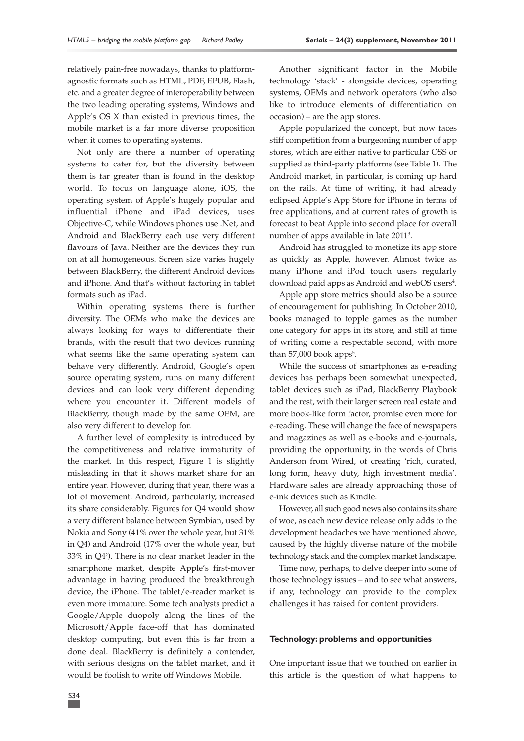relatively pain-free nowadays, thanks to platform-agnostic formats such as HTML, PDF, EPUB, Flash, etc. and a greater degree of interoperability between the two leading operating systems, Windows and Apple's OS X than existed in previous times, the mobile market is a far more diverse proposition when it comes to operating systems.

Not only are there a number of operating systems to cater for, but the diversity between them is far greater than is found in the desktop world. To focus on language alone, iOS, the operating system of Apple's hugely popular and influential iPhone and iPad devices, uses Objective-C, while Windows phones use .Net, and Android and BlackBerry each use very different flavours of Java. Neither are the devices they run on at all homogeneous. Screen size varies hugely between BlackBerry, the different Android devices and iPhone. And that's without factoring in tablet formats such as iPad.

Within operating systems there is further diversity. The OEMs who make the devices are always looking for ways to differentiate their brands, with the result that two devices running what seems like the same operating system can behave very differently. Android, Google's open source operating system, runs on many different devices and can look very different depending where you encounter it. Different models of BlackBerry, though made by the same OEM, are also very different to develop for.

A further level of complexity is introduced by the competitiveness and relative immaturity of the market. In this respect, Figure 1 is slightly misleading in that it shows market share for an entire year. However, during that year, there was a lot of movement. Android, particularly, increased its share considerably. Figures for Q4 would show a very different balance between Symbian, used by Nokia and Sony (41% over the whole year, but 31% in Q4) and Android (17% over the whole year, but 33% in Q4[2]). There is no clear market leader in the smartphone market, despite Apple's first-mover advantage in having produced the breakthrough device, the iPhone. The tablet/e-reader market is even more immature. Some tech analysts predict a Google/Apple duopoly along the lines of the Microsoft/Apple face-off that has dominated desktop computing, but even this is far from a done deal. BlackBerry is definitely a contender, with serious designs on the tablet market, and it would be foolish to write off Windows Mobile.

Another significant factor in the Mobile technology 'stack' - alongside devices, operating systems, OEMs and network operators (who also like to introduce elements of differentiation on occasion) – are the app stores.

Apple popularized the concept, but now faces stiff competition from a burgeoning number of app stores, which are either native to particular OSS or supplied as third-party platforms (see Table 1). The Android market, in particular, is coming up hard on the rails. At time of writing, it had already eclipsed Apple's App Store for iPhone in terms of free applications, and at current rates of growth is forecast to beat Apple into second place for overall number of apps available in late 2011[3].

Android has struggled to monetize its app store as quickly as Apple, however. Almost twice as many iPhone and iPod touch users regularly download paid apps as Android and webOS users[4].

Apple app store metrics should also be a source of encouragement for publishing. In October 2010, books managed to topple games as the number one category for apps in its store, and still at time of writing come a respectable second, with more than 57,000 book apps[5].

While the success of smartphones as e-reading devices has perhaps been somewhat unexpected, tablet devices such as iPad, BlackBerry Playbook and the rest, with their larger screen real estate and more book-like form factor, promise even more for e-reading. These will change the face of newspapers and magazines as well as e-books and e-journals, providing the opportunity, in the words of Chris Anderson from Wired, of creating 'rich, curated, long form, heavy duty, high investment media'. Hardware sales are already approaching those of e-ink devices such as Kindle.

However, all such good news also contains its share of woe, as each new device release only adds to the development headaches we have mentioned above, caused by the highly diverse nature of the mobile technology stack and the complex market landscape.

Time now, perhaps, to delve deeper into some of those technology issues – and to see what answers, if any, technology can provide to the complex challenges it has raised for content providers.

#### Technology: problems and opportunities

One important issue that we touched on earlier in this article is the question of what happens to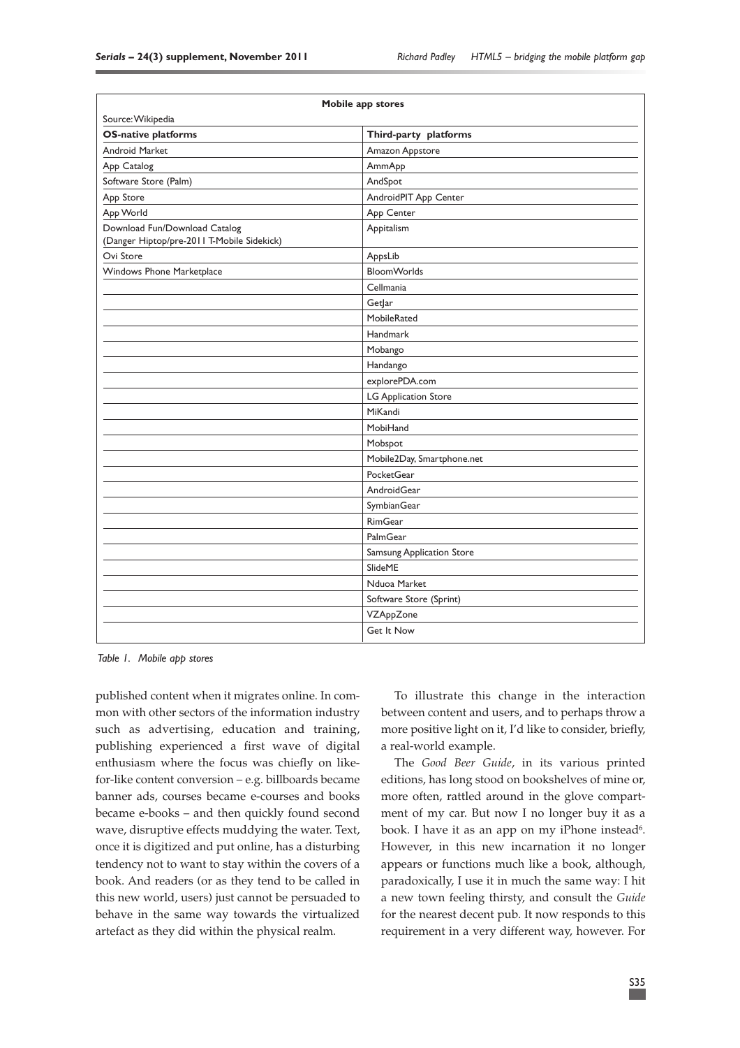| Mobile app stores | |
|---|---|
| Source: Wikipedia | |
| **OS-native platforms** | **Third-party platforms** |
| Android Market | Amazon Appstore |
| App Catalog | AmmApp |
| Software Store (Palm) | AndSpot |
| App Store | AndroidPIT App Center |
| App World | App Center |
| Download Fun/Download Catalog (Danger Hiptop/pre-2011 T-Mobile Sidekick) | Appitalism |
| Ovi Store | AppsLib |
| Windows Phone Marketplace | BloomWorlds |
| | Cellmania |
| | GetJar |
| | MobileRated |
| | Handmark |
| | Mobango |
| | Handango |
| | explorePDA.com |
| | LG Application Store |
| | MiKandi |
| | MobiHand |
| | Mobspot |
| | Mobile2Day, Smartphone.net |
| | PocketGear |
| | AndroidGear |
| | SymbianGear |
| | RimGear |
| | PalmGear |
| | Samsung Application Store |
| | SlideME |
| | Nduoa Market |
| | Software Store (Sprint) |
| | VZAppZone |
| | Get It Now |

*Table 1. Mobile app stores*

published content when it migrates online. In common with other sectors of the information industry such as advertising, education and training, publishing experienced a first wave of digital enthusiasm where the focus was chiefly on like-for-like content conversion – e.g. billboards became banner ads, courses became e-courses and books became e-books – and then quickly found second wave, disruptive effects muddying the water. Text, once it is digitized and put online, has a disturbing tendency not to want to stay within the covers of a book. And readers (or as they tend to be called in this new world, users) just cannot be persuaded to behave in the same way towards the virtualized artefact as they did within the physical realm.

To illustrate this change in the interaction between content and users, and to perhaps throw a more positive light on it, I'd like to consider, briefly, a real-world example.

The *Good Beer Guide*, in its various printed editions, has long stood on bookshelves of mine or, more often, rattled around in the glove compartment of my car. But now I no longer buy it as a book. I have it as an app on my iPhone instead[6]. However, in this new incarnation it no longer appears or functions much like a book, although, paradoxically, I use it in much the same way: I hit a new town feeling thirsty, and consult the *Guide* for the nearest decent pub. It now responds to this requirement in a very different way, however. For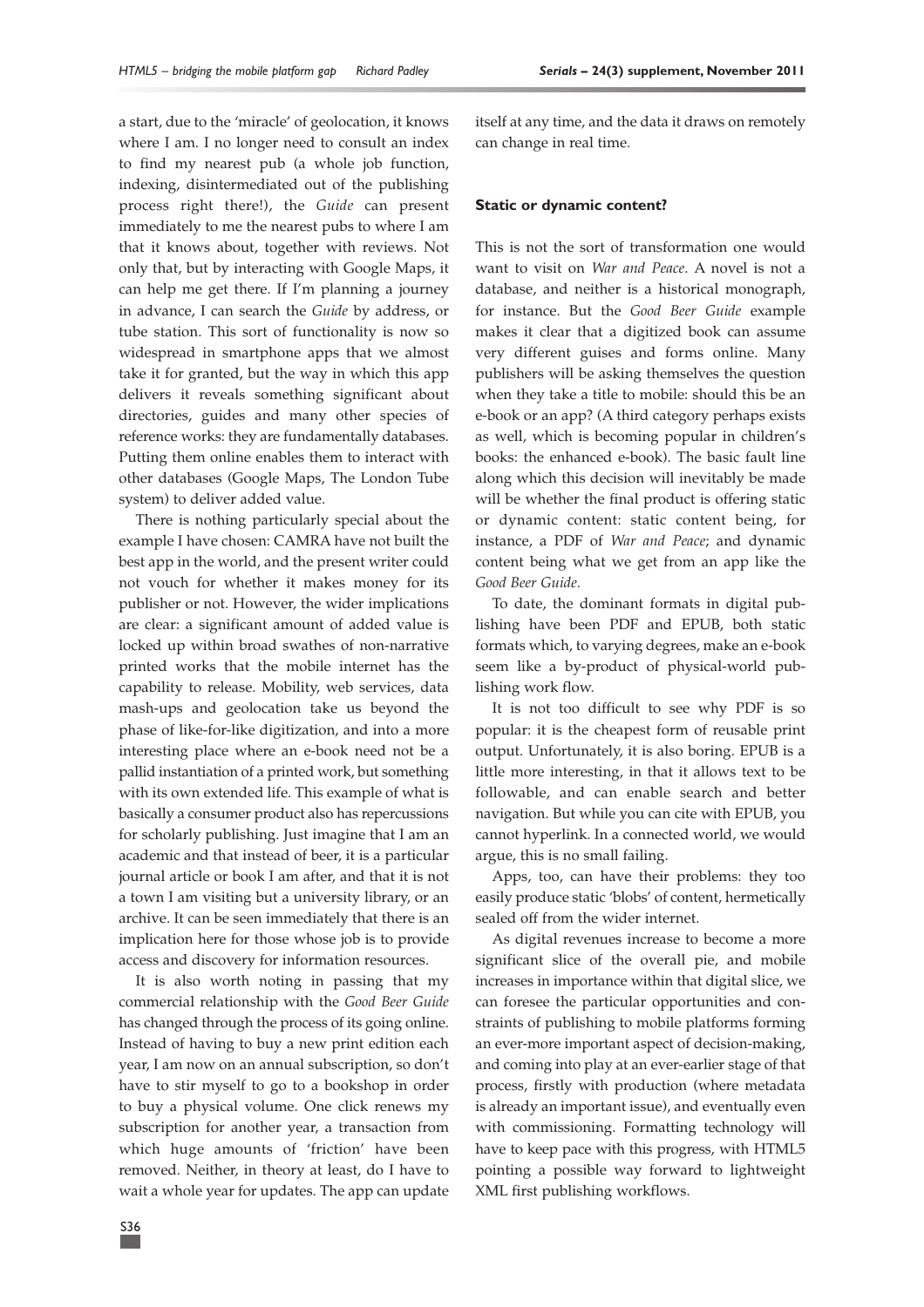a start, due to the 'miracle' of geolocation, it knows where I am. I no longer need to consult an index to find my nearest pub (a whole job function, indexing, disintermediated out of the publishing process right there!), the *Guide* can present immediately to me the nearest pubs to where I am that it knows about, together with reviews. Not only that, but by interacting with Google Maps, it can help me get there. If I'm planning a journey in advance, I can search the *Guide* by address, or tube station. This sort of functionality is now so widespread in smartphone apps that we almost take it for granted, but the way in which this app delivers it reveals something significant about directories, guides and many other species of reference works: they are fundamentally databases. Putting them online enables them to interact with other databases (Google Maps, The London Tube system) to deliver added value.

There is nothing particularly special about the example I have chosen: CAMRA have not built the best app in the world, and the present writer could not vouch for whether it makes money for its publisher or not. However, the wider implications are clear: a significant amount of added value is locked up within broad swathes of non-narrative printed works that the mobile internet has the capability to release. Mobility, web services, data mash-ups and geolocation take us beyond the phase of like-for-like digitization, and into a more interesting place where an e-book need not be a pallid instantiation of a printed work, but something with its own extended life. This example of what is basically a consumer product also has repercussions for scholarly publishing. Just imagine that I am an academic and that instead of beer, it is a particular journal article or book I am after, and that it is not a town I am visiting but a university library, or an archive. It can be seen immediately that there is an implication here for those whose job is to provide access and discovery for information resources.

It is also worth noting in passing that my commercial relationship with the *Good Beer Guide* has changed through the process of its going online. Instead of having to buy a new print edition each year, I am now on an annual subscription, so don't have to stir myself to go to a bookshop in order to buy a physical volume. One click renews my subscription for another year, a transaction from which huge amounts of 'friction' have been removed. Neither, in theory at least, do I have to wait a whole year for updates. The app can update itself at any time, and the data it draws on remotely can change in real time.

### Static or dynamic content?

This is not the sort of transformation one would want to visit on *War and Peace*. A novel is not a database, and neither is a historical monograph, for instance. But the *Good Beer Guide* example makes it clear that a digitized book can assume very different guises and forms online. Many publishers will be asking themselves the question when they take a title to mobile: should this be an e-book or an app? (A third category perhaps exists as well, which is becoming popular in children's books: the enhanced e-book). The basic fault line along which this decision will inevitably be made will be whether the final product is offering static or dynamic content: static content being, for instance, a PDF of *War and Peace*; and dynamic content being what we get from an app like the *Good Beer Guide*.

To date, the dominant formats in digital publishing have been PDF and EPUB, both static formats which, to varying degrees, make an e-book seem like a by-product of physical-world publishing work flow.

It is not too difficult to see why PDF is so popular: it is the cheapest form of reusable print output. Unfortunately, it is also boring. EPUB is a little more interesting, in that it allows text to be followable, and can enable search and better navigation. But while you can cite with EPUB, you cannot hyperlink. In a connected world, we would argue, this is no small failing.

Apps, too, can have their problems: they too easily produce static 'blobs' of content, hermetically sealed off from the wider internet.

As digital revenues increase to become a more significant slice of the overall pie, and mobile increases in importance within that digital slice, we can foresee the particular opportunities and constraints of publishing to mobile platforms forming an ever-more important aspect of decision-making, and coming into play at an ever-earlier stage of that process, firstly with production (where metadata is already an important issue), and eventually even with commissioning. Formatting technology will have to keep pace with this progress, with HTML5 pointing a possible way forward to lightweight XML first publishing workflows.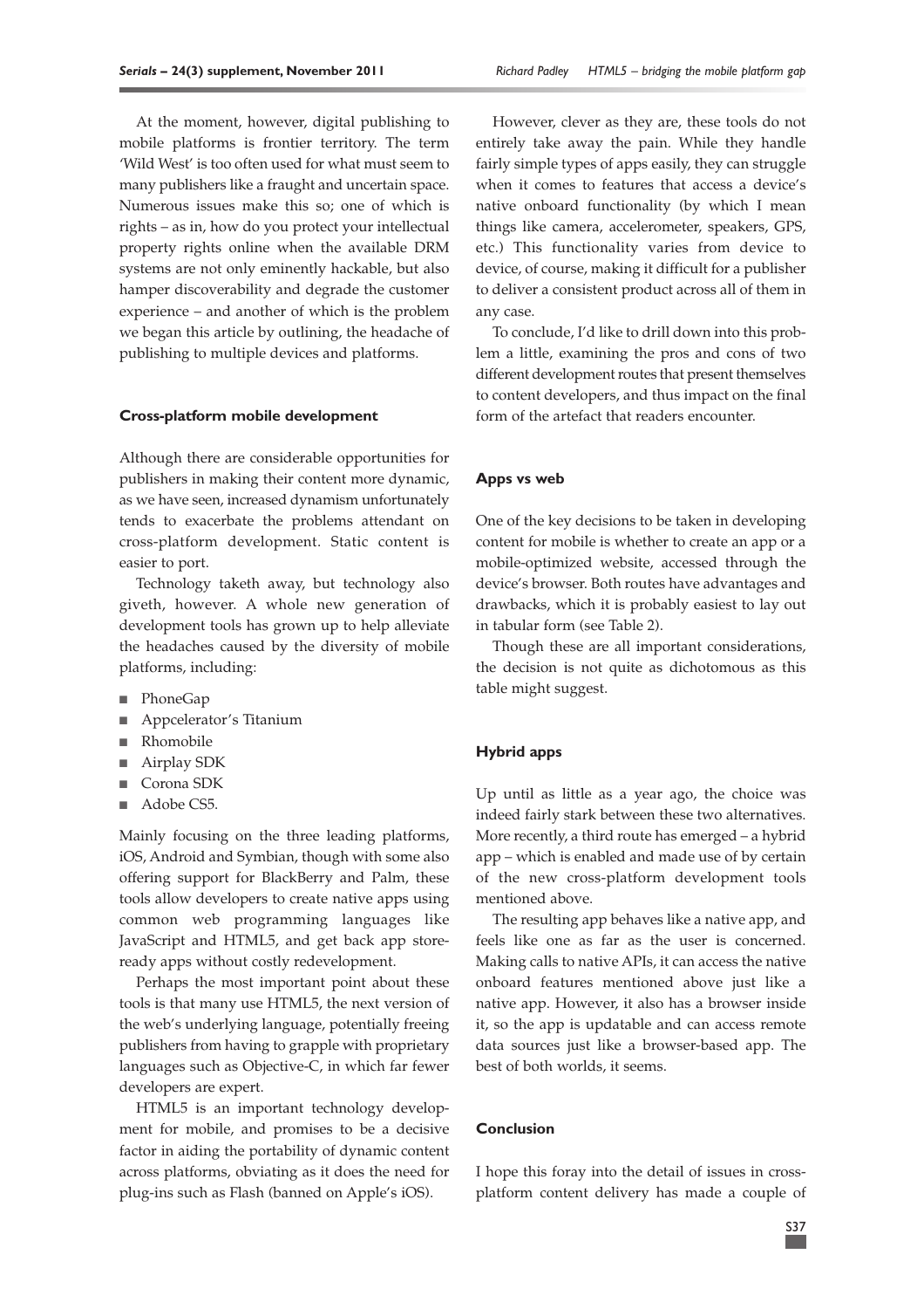At the moment, however, digital publishing to mobile platforms is frontier territory. The term 'Wild West' is too often used for what must seem to many publishers like a fraught and uncertain space. Numerous issues make this so; one of which is rights – as in, how do you protect your intellectual property rights online when the available DRM systems are not only eminently hackable, but also hamper discoverability and degrade the customer experience – and another of which is the problem we began this article by outlining, the headache of publishing to multiple devices and platforms.

## Cross-platform mobile development

Although there are considerable opportunities for publishers in making their content more dynamic, as we have seen, increased dynamism unfortunately tends to exacerbate the problems attendant on cross-platform development. Static content is easier to port.

Technology taketh away, but technology also giveth, however. A whole new generation of development tools has grown up to help alleviate the headaches caused by the diversity of mobile platforms, including:

- PhoneGap
- Appcelerator's Titanium
- Rhomobile
- Airplay SDK
- Corona SDK
- Adobe CS5.

Mainly focusing on the three leading platforms, iOS, Android and Symbian, though with some also offering support for BlackBerry and Palm, these tools allow developers to create native apps using common web programming languages like JavaScript and HTML5, and get back app store-ready apps without costly redevelopment.

Perhaps the most important point about these tools is that many use HTML5, the next version of the web's underlying language, potentially freeing publishers from having to grapple with proprietary languages such as Objective-C, in which far fewer developers are expert.

HTML5 is an important technology development for mobile, and promises to be a decisive factor in aiding the portability of dynamic content across platforms, obviating as it does the need for plug-ins such as Flash (banned on Apple's iOS).

However, clever as they are, these tools do not entirely take away the pain. While they handle fairly simple types of apps easily, they can struggle when it comes to features that access a device's native onboard functionality (by which I mean things like camera, accelerometer, speakers, GPS, etc.) This functionality varies from device to device, of course, making it difficult for a publisher to deliver a consistent product across all of them in any case.

To conclude, I'd like to drill down into this problem a little, examining the pros and cons of two different development routes that present themselves to content developers, and thus impact on the final form of the artefact that readers encounter.

## Apps vs web

One of the key decisions to be taken in developing content for mobile is whether to create an app or a mobile-optimized website, accessed through the device's browser. Both routes have advantages and drawbacks, which it is probably easiest to lay out in tabular form (see Table 2).

Though these are all important considerations, the decision is not quite as dichotomous as this table might suggest.

## Hybrid apps

Up until as little as a year ago, the choice was indeed fairly stark between these two alternatives. More recently, a third route has emerged – a hybrid app – which is enabled and made use of by certain of the new cross-platform development tools mentioned above.

The resulting app behaves like a native app, and feels like one as far as the user is concerned. Making calls to native APIs, it can access the native onboard features mentioned above just like a native app. However, it also has a browser inside it, so the app is updatable and can access remote data sources just like a browser-based app. The best of both worlds, it seems.

## Conclusion

I hope this foray into the detail of issues in cross-platform content delivery has made a couple of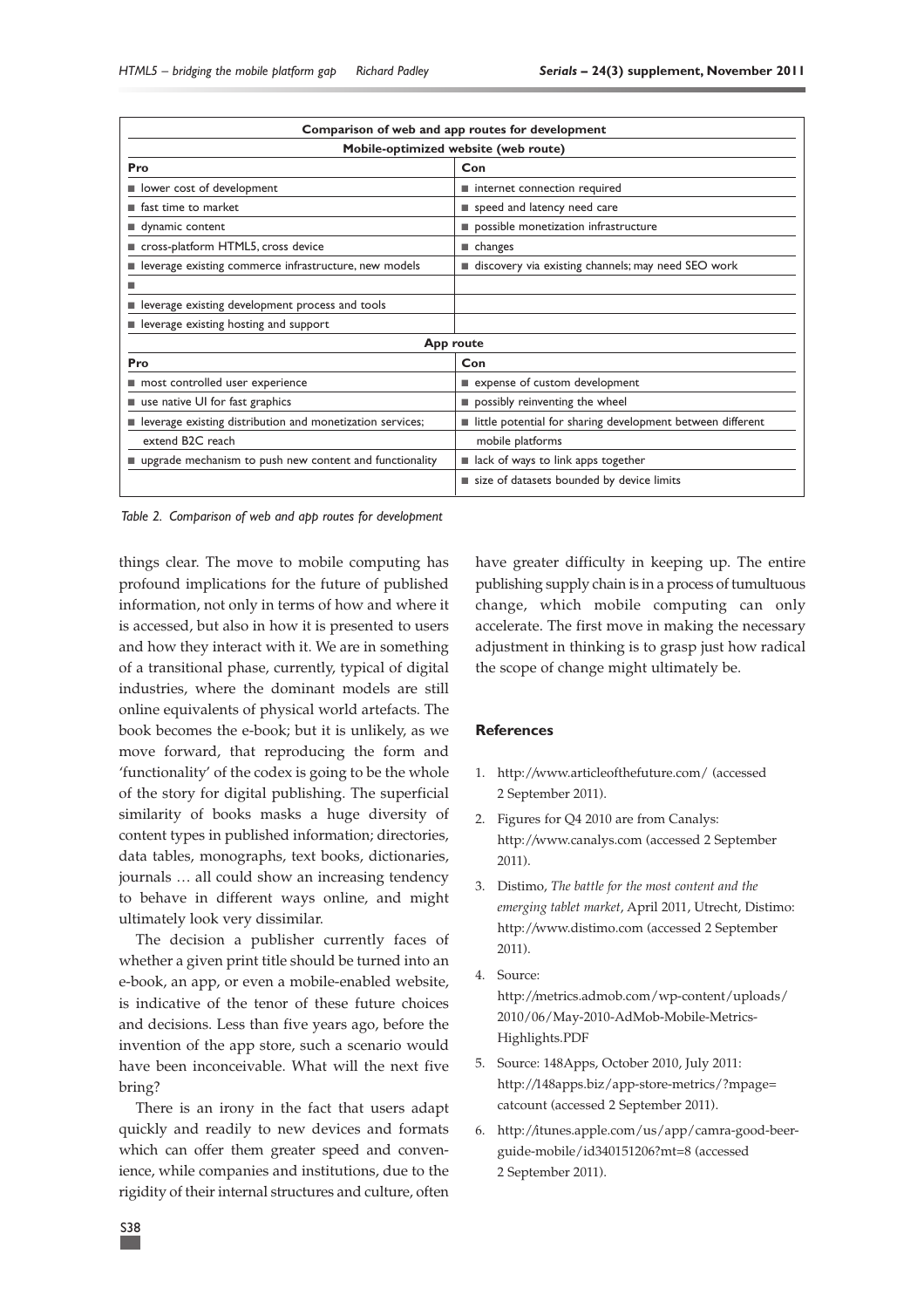| Comparison of web and app routes for development | |
|---|---|
| **Mobile-optimized website (web route)** | |
| **Pro** | **Con** |
| ■ lower cost of development | ■ internet connection required |
| ■ fast time to market | ■ speed and latency need care |
| ■ dynamic content | ■ possible monetization infrastructure |
| ■ cross-platform HTML5, cross device | ■ changes |
| ■ leverage existing commerce infrastructure, new models | ■ discovery via existing channels; may need SEO work |
| ■ | |
| ■ leverage existing development process and tools | |
| ■ leverage existing hosting and support | |
| **App route** | |
| **Pro** | **Con** |
| ■ most controlled user experience | ■ expense of custom development |
| ■ use native UI for fast graphics | ■ possibly reinventing the wheel |
| ■ leverage existing distribution and monetization services; extend B2C reach | ■ little potential for sharing development between different mobile platforms |
| ■ upgrade mechanism to push new content and functionality | ■ lack of ways to link apps together |
| | ■ size of datasets bounded by device limits |

*Table 2. Comparison of web and app routes for development*

things clear. The move to mobile computing has profound implications for the future of published information, not only in terms of how and where it is accessed, but also in how it is presented to users and how they interact with it. We are in something of a transitional phase, currently, typical of digital industries, where the dominant models are still online equivalents of physical world artefacts. The book becomes the e-book; but it is unlikely, as we move forward, that reproducing the form and 'functionality' of the codex is going to be the whole of the story for digital publishing. The superficial similarity of books masks a huge diversity of content types in published information; directories, data tables, monographs, text books, dictionaries, journals … all could show an increasing tendency to behave in different ways online, and might ultimately look very dissimilar.

The decision a publisher currently faces of whether a given print title should be turned into an e-book, an app, or even a mobile-enabled website, is indicative of the tenor of these future choices and decisions. Less than five years ago, before the invention of the app store, such a scenario would have been inconceivable. What will the next five bring?

There is an irony in the fact that users adapt quickly and readily to new devices and formats which can offer them greater speed and convenience, while companies and institutions, due to the rigidity of their internal structures and culture, often have greater difficulty in keeping up. The entire publishing supply chain is in a process of tumultuous change, which mobile computing can only accelerate. The first move in making the necessary adjustment in thinking is to grasp just how radical the scope of change might ultimately be.

## References

1. http://www.articleofthefuture.com/ (accessed 2 September 2011).
2. Figures for Q4 2010 are from Canalys: http://www.canalys.com (accessed 2 September 2011).
3. Distimo, *The battle for the most content and the emerging tablet market*, April 2011, Utrecht, Distimo: http://www.distimo.com (accessed 2 September 2011).
4. Source: http://metrics.admob.com/wp-content/uploads/2010/06/May-2010-AdMob-Mobile-Metrics-Highlights.PDF
5. Source: 148Apps, October 2010, July 2011: http://148apps.biz/app-store-metrics/?mpage=catcount (accessed 2 September 2011).
6. http://itunes.apple.com/us/app/camra-good-beer-guide-mobile/id340151206?mt=8 (accessed 2 September 2011).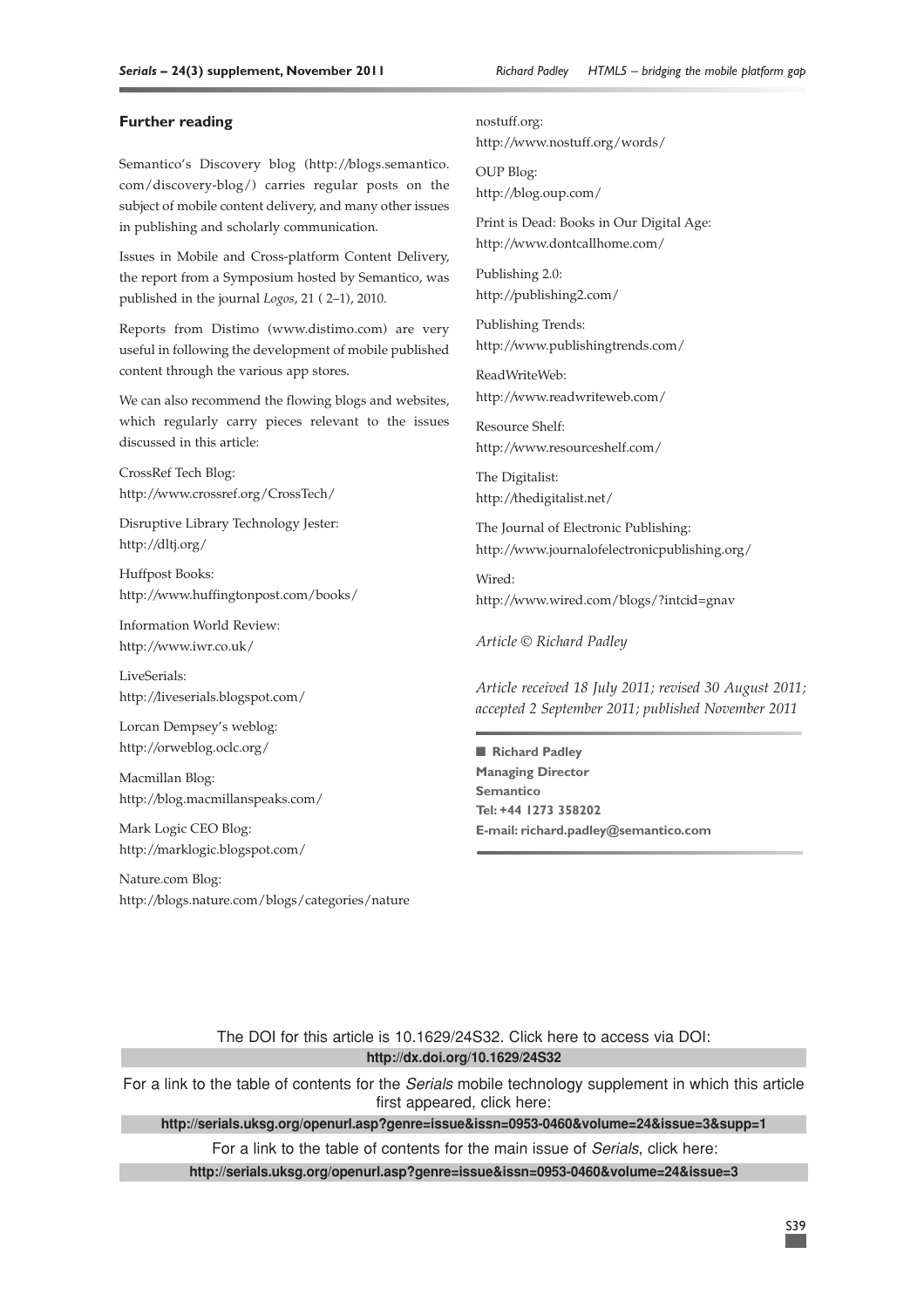## Further reading

Semantico's Discovery blog (http://blogs.semantico.com/discovery-blog/) carries regular posts on the subject of mobile content delivery, and many other issues in publishing and scholarly communication.

Issues in Mobile and Cross-platform Content Delivery, the report from a Symposium hosted by Semantico, was published in the journal *Logos*, 21 ( 2–1), 2010.

Reports from Distimo (www.distimo.com) are very useful in following the development of mobile published content through the various app stores.

We can also recommend the flowing blogs and websites, which regularly carry pieces relevant to the issues discussed in this article:

CrossRef Tech Blog:
http://www.crossref.org/CrossTech/

Disruptive Library Technology Jester:
http://dltj.org/

Huffpost Books:
http://www.huffingtonpost.com/books/

Information World Review:
http://www.iwr.co.uk/

LiveSerials:
http://liveserials.blogspot.com/

Lorcan Dempsey's weblog:
http://orweblog.oclc.org/

Macmillan Blog:
http://blog.macmillanspeaks.com/

Mark Logic CEO Blog:
http://marklogic.blogspot.com/

Nature.com Blog:
http://blogs.nature.com/blogs/categories/nature

nostuff.org:
http://www.nostuff.org/words/

OUP Blog:
http://blog.oup.com/

Print is Dead: Books in Our Digital Age:
http://www.dontcallhome.com/

Publishing 2.0:
http://publishing2.com/

Publishing Trends:
http://www.publishingtrends.com/

ReadWriteWeb:
http://www.readwriteweb.com/

Resource Shelf:
http://www.resourceshelf.com/

The Digitalist:
http://thedigitalist.net/

The Journal of Electronic Publishing:
http://www.journalofelectronicpublishing.org/

Wired:
http://www.wired.com/blogs/?intcid=gnav

*Article © Richard Padley*

*Article received 18 July 2011; revised 30 August 2011; accepted 2 September 2011; published November 2011*

**Richard Padley**
**Managing Director**
**Semantico**
**Tel: +44 1273 358202**
**E-mail: richard.padley@semantico.com**

The DOI for this article is 10.1629/24S32. Click here to access via DOI:
**http://dx.doi.org/10.1629/24S32**

For a link to the table of contents for the *Serials* mobile technology supplement in which this article first appeared, click here:
**http://serials.uksg.org/openurl.asp?genre=issue&issn=0953-0460&volume=24&issue=3&supp=1**

For a link to the table of contents for the main issue of *Serials*, click here:
**http://serials.uksg.org/openurl.asp?genre=issue&issn=0953-0460&volume=24&issue=3**